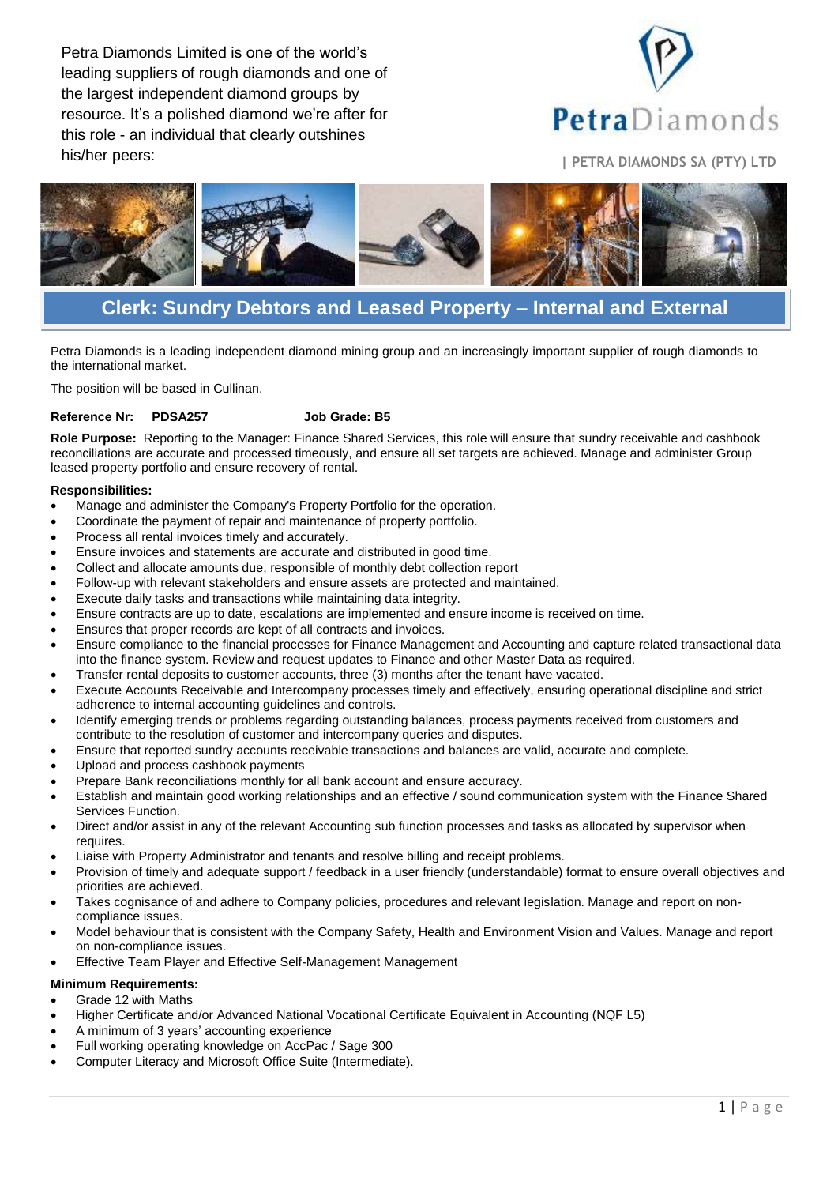Petra Diamonds Limited is one of the world's leading suppliers of rough diamonds and one of the largest independent diamond groups by resource. It's a polished diamond we're after for this role - an individual that clearly outshines his/her peers:

PetraDiamonds

| PETRA DIAMONDS SA (PTY) LTD

# Clerk: Sundry Debtors and Leased Property – Internal and External

Petra Diamonds is a leading independent diamond mining group and an increasingly important supplier of rough diamonds to the international market.

The position will be based in Cullinan.

**Reference Nr: PDSA257** **Job Grade: B5**

**Role Purpose:** Reporting to the Manager: Finance Shared Services, this role will ensure that sundry receivable and cashbook reconciliations are accurate and processed timeously, and ensure all set targets are achieved. Manage and administer Group leased property portfolio and ensure recovery of rental.

**Responsibilities:**

- Manage and administer the Company's Property Portfolio for the operation.
- Coordinate the payment of repair and maintenance of property portfolio.
- Process all rental invoices timely and accurately.
- Ensure invoices and statements are accurate and distributed in good time.
- Collect and allocate amounts due, responsible of monthly debt collection report
- Follow-up with relevant stakeholders and ensure assets are protected and maintained.
- Execute daily tasks and transactions while maintaining data integrity.
- Ensure contracts are up to date, escalations are implemented and ensure income is received on time.
- Ensures that proper records are kept of all contracts and invoices.
- Ensure compliance to the financial processes for Finance Management and Accounting and capture related transactional data into the finance system. Review and request updates to Finance and other Master Data as required.
- Transfer rental deposits to customer accounts, three (3) months after the tenant have vacated.
- Execute Accounts Receivable and Intercompany processes timely and effectively, ensuring operational discipline and strict adherence to internal accounting guidelines and controls.
- Identify emerging trends or problems regarding outstanding balances, process payments received from customers and contribute to the resolution of customer and intercompany queries and disputes.
- Ensure that reported sundry accounts receivable transactions and balances are valid, accurate and complete.
- Upload and process cashbook payments
- Prepare Bank reconciliations monthly for all bank account and ensure accuracy.
- Establish and maintain good working relationships and an effective / sound communication system with the Finance Shared Services Function.
- Direct and/or assist in any of the relevant Accounting sub function processes and tasks as allocated by supervisor when requires.
- Liaise with Property Administrator and tenants and resolve billing and receipt problems.
- Provision of timely and adequate support / feedback in a user friendly (understandable) format to ensure overall objectives and priorities are achieved.
- Takes cognisance of and adhere to Company policies, procedures and relevant legislation. Manage and report on non-compliance issues.
- Model behaviour that is consistent with the Company Safety, Health and Environment Vision and Values. Manage and report on non-compliance issues.
- Effective Team Player and Effective Self-Management Management

**Minimum Requirements:**

- Grade 12 with Maths
- Higher Certificate and/or Advanced National Vocational Certificate Equivalent in Accounting (NQF L5)
- A minimum of 3 years' accounting experience
- Full working operating knowledge on AccPac / Sage 300
- Computer Literacy and Microsoft Office Suite (Intermediate).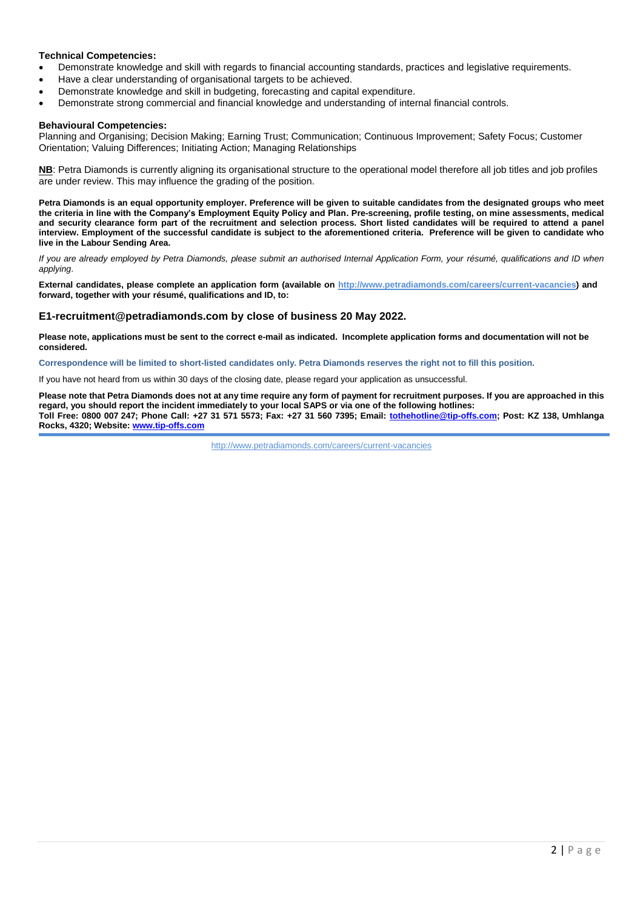**Technical Competencies:**

- Demonstrate knowledge and skill with regards to financial accounting standards, practices and legislative requirements.
- Have a clear understanding of organisational targets to be achieved.
- Demonstrate knowledge and skill in budgeting, forecasting and capital expenditure.
- Demonstrate strong commercial and financial knowledge and understanding of internal financial controls.

**Behavioural Competencies:**

Planning and Organising; Decision Making; Earning Trust; Communication; Continuous Improvement; Safety Focus; Customer Orientation; Valuing Differences; Initiating Action; Managing Relationships

**NB**: Petra Diamonds is currently aligning its organisational structure to the operational model therefore all job titles and job profiles are under review. This may influence the grading of the position.

**Petra Diamonds is an equal opportunity employer. Preference will be given to suitable candidates from the designated groups who meet the criteria in line with the Company's Employment Equity Policy and Plan. Pre-screening, profile testing, on mine assessments, medical and security clearance form part of the recruitment and selection process. Short listed candidates will be required to attend a panel interview. Employment of the successful candidate is subject to the aforementioned criteria. Preference will be given to candidate who live in the Labour Sending Area.**

*If you are already employed by Petra Diamonds, please submit an authorised Internal Application Form, your résumé, qualifications and ID when applying.*

**External candidates, please complete an application form (available on http://www.petradiamonds.com/careers/current-vacancies) and forward, together with your résumé, qualifications and ID, to:**

**E1-recruitment@petradiamonds.com by close of business 20 May 2022.**

**Please note, applications must be sent to the correct e-mail as indicated. Incomplete application forms and documentation will not be considered.**

**Correspondence will be limited to short-listed candidates only. Petra Diamonds reserves the right not to fill this position.**

If you have not heard from us within 30 days of the closing date, please regard your application as unsuccessful.

**Please note that Petra Diamonds does not at any time require any form of payment for recruitment purposes. If you are approached in this regard, you should report the incident immediately to your local SAPS or via one of the following hotlines:**
**Toll Free: 0800 007 247; Phone Call: +27 31 571 5573; Fax: +27 31 560 7395; Email: tothehotline@tip-offs.com; Post: KZ 138, Umhlanga Rocks, 4320; Website: www.tip-offs.com**

http://www.petradiamonds.com/careers/current-vacancies